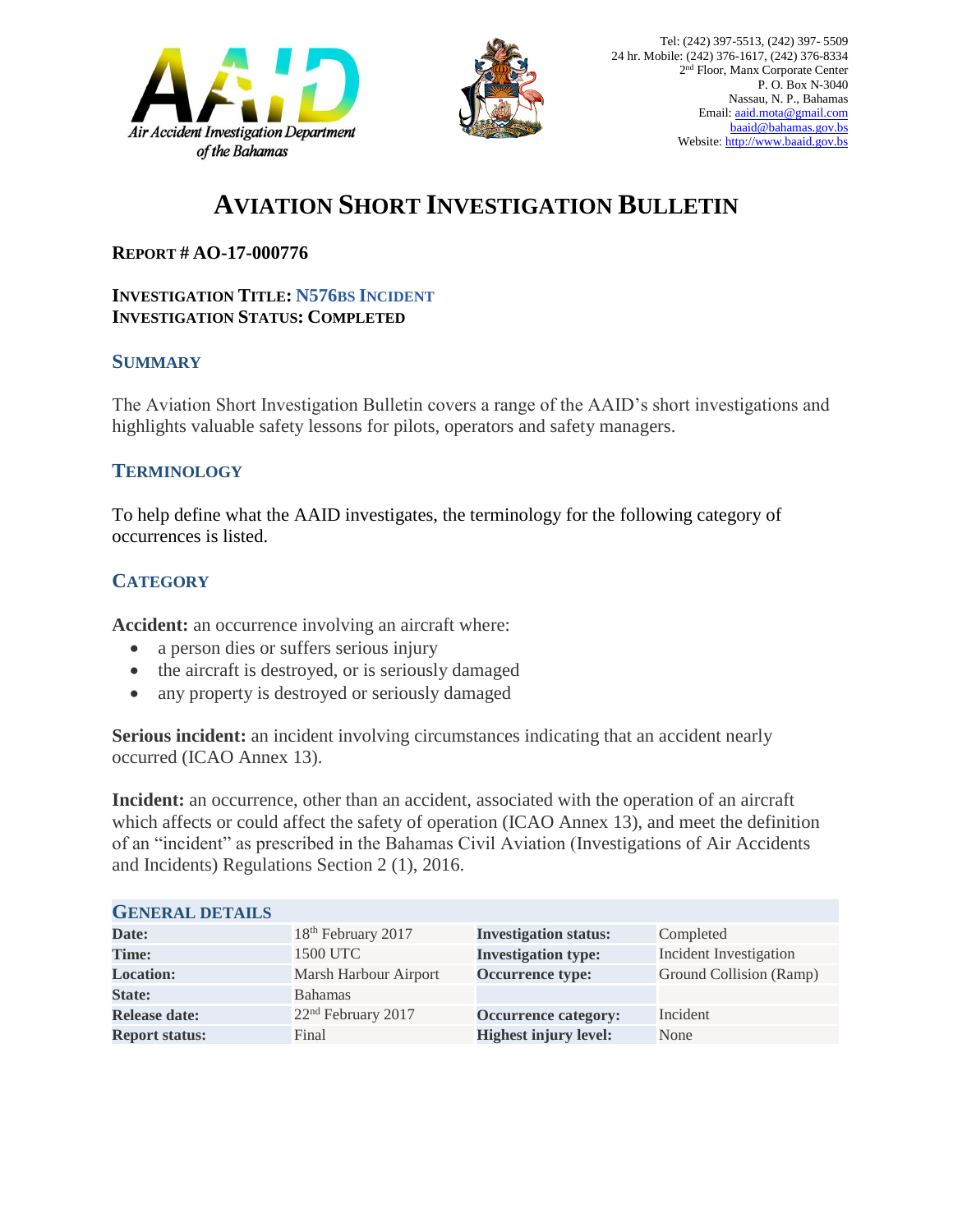Air Accident Investigation Department of the Bahamas

Tel: (242) 397-5513, (242) 397- 5509
24 hr. Mobile: (242) 376-1617, (242) 376-8334
2nd Floor, Manx Corporate Center
P. O. Box N-3040
Nassau, N. P., Bahamas
Email: aaid.mota@gmail.com
baaid@bahamas.gov.bs
Website: http://www.baaid.gov.bs

# AVIATION SHORT INVESTIGATION BULLETIN

**REPORT # AO-17-000776**

**INVESTIGATION TITLE: N576BS INCIDENT**
**INVESTIGATION STATUS: COMPLETED**

## SUMMARY

The Aviation Short Investigation Bulletin covers a range of the AAID's short investigations and highlights valuable safety lessons for pilots, operators and safety managers.

## TERMINOLOGY

To help define what the AAID investigates, the terminology for the following category of occurrences is listed.

## CATEGORY

**Accident:** an occurrence involving an aircraft where:

- a person dies or suffers serious injury
- the aircraft is destroyed, or is seriously damaged
- any property is destroyed or seriously damaged

**Serious incident:** an incident involving circumstances indicating that an accident nearly occurred (ICAO Annex 13).

**Incident:** an occurrence, other than an accident, associated with the operation of an aircraft which affects or could affect the safety of operation (ICAO Annex 13), and meet the definition of an "incident" as prescribed in the Bahamas Civil Aviation (Investigations of Air Accidents and Incidents) Regulations Section 2 (1), 2016.

## GENERAL DETAILS

| | | | |
|---|---|---|---|
| **Date:** | 18th February 2017 | **Investigation status:** | Completed |
| **Time:** | 1500 UTC | **Investigation type:** | Incident Investigation |
| **Location:** | Marsh Harbour Airport | **Occurrence type:** | Ground Collision (Ramp) |
| **State:** | Bahamas | | |
| **Release date:** | 22nd February 2017 | **Occurrence category:** | Incident |
| **Report status:** | Final | **Highest injury level:** | None |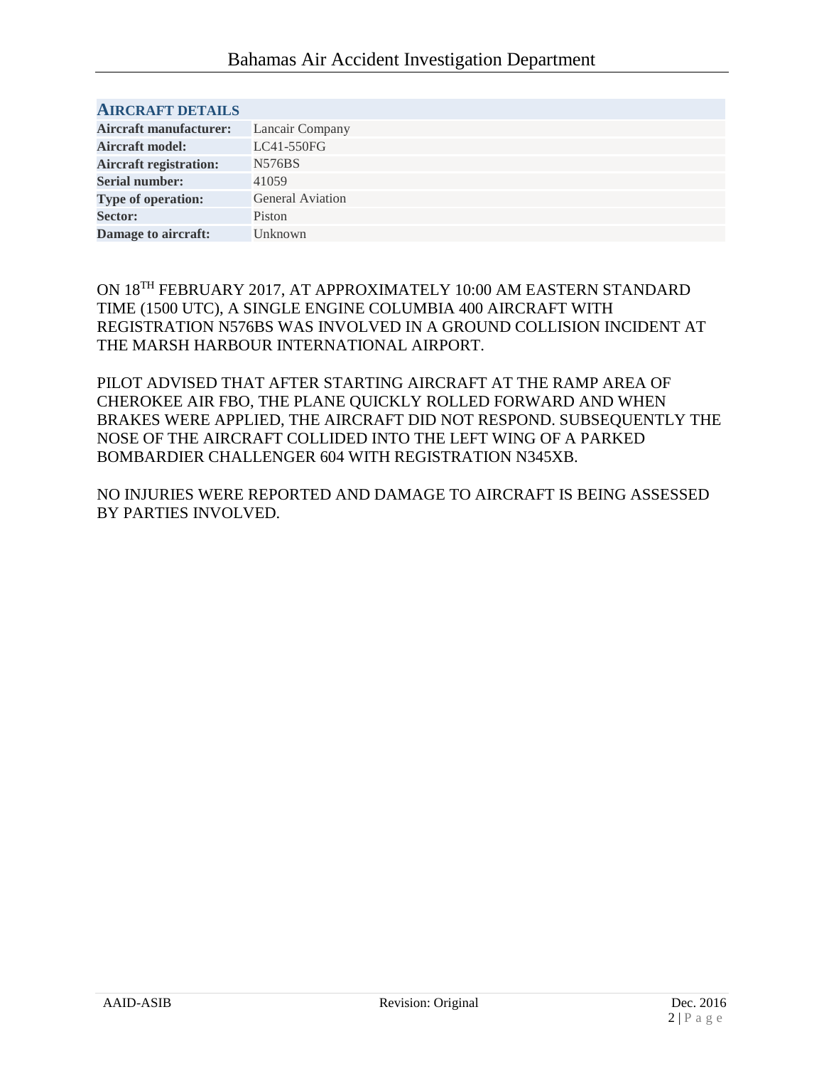| AIRCRAFT DETAILS | |
|---|---|
| **Aircraft manufacturer:** | Lancair Company |
| **Aircraft model:** | LC41-550FG |
| **Aircraft registration:** | N576BS |
| **Serial number:** | 41059 |
| **Type of operation:** | General Aviation |
| **Sector:** | Piston |
| **Damage to aircraft:** | Unknown |

ON 18TH FEBRUARY 2017, AT APPROXIMATELY 10:00 AM EASTERN STANDARD TIME (1500 UTC), A SINGLE ENGINE COLUMBIA 400 AIRCRAFT WITH REGISTRATION N576BS WAS INVOLVED IN A GROUND COLLISION INCIDENT AT THE MARSH HARBOUR INTERNATIONAL AIRPORT.

PILOT ADVISED THAT AFTER STARTING AIRCRAFT AT THE RAMP AREA OF CHEROKEE AIR FBO, THE PLANE QUICKLY ROLLED FORWARD AND WHEN BRAKES WERE APPLIED, THE AIRCRAFT DID NOT RESPOND. SUBSEQUENTLY THE NOSE OF THE AIRCRAFT COLLIDED INTO THE LEFT WING OF A PARKED BOMBARDIER CHALLENGER 604 WITH REGISTRATION N345XB.

NO INJURIES WERE REPORTED AND DAMAGE TO AIRCRAFT IS BEING ASSESSED BY PARTIES INVOLVED.